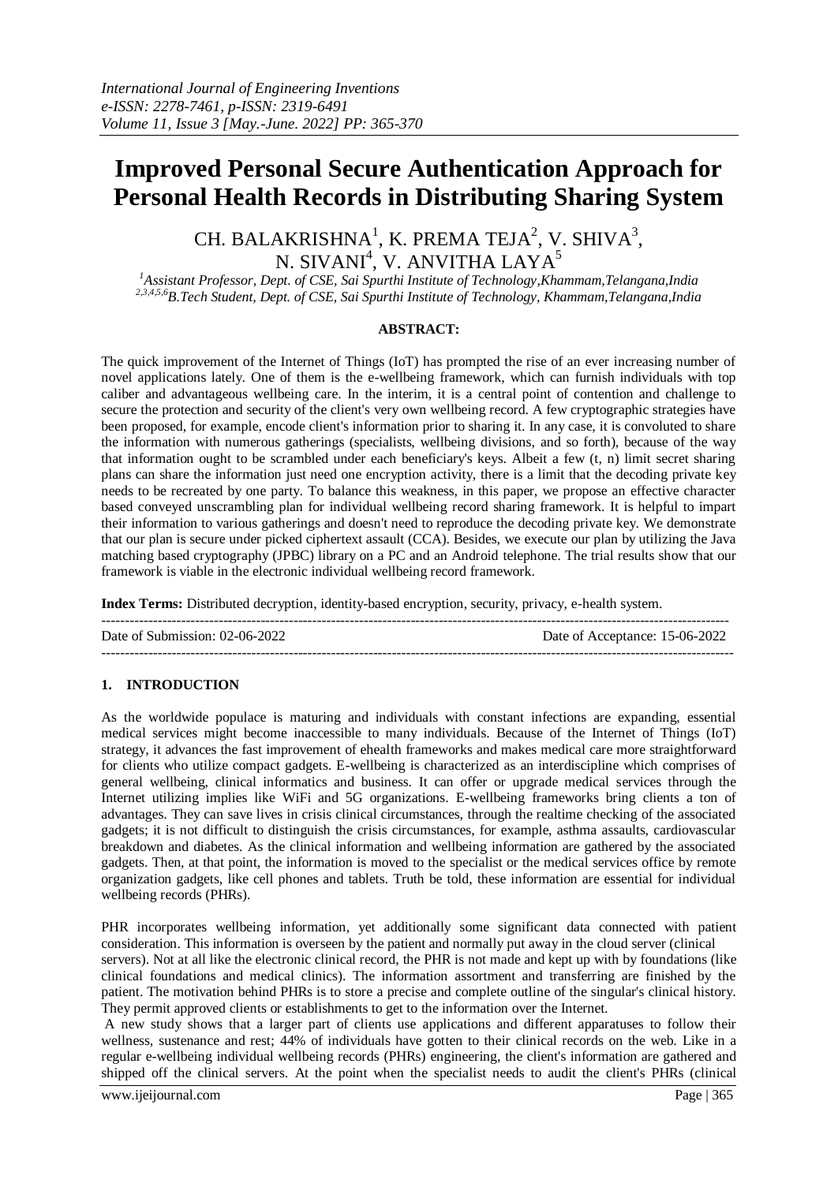# Improved Personal Secure Authentication Approach for Personal Health Records in Distributing Sharing System

CH. BALAKRISHNA[1], K. PREMA TEJA[2], V. SHIVA[3], N. SIVANI[4], V. ANVITHA LAYA[5]

[1]*Assistant Professor, Dept. of CSE, Sai Spurthi Institute of Technology,Khammam,Telangana,India*
[2,3,4,5,6]*B.Tech Student, Dept. of CSE, Sai Spurthi Institute of Technology, Khammam,Telangana,India*

**ABSTRACT:**

The quick improvement of the Internet of Things (IoT) has prompted the rise of an ever increasing number of novel applications lately. One of them is the e-wellbeing framework, which can furnish individuals with top caliber and advantageous wellbeing care. In the interim, it is a central point of contention and challenge to secure the protection and security of the client's very own wellbeing record. A few cryptographic strategies have been proposed, for example, encode client's information prior to sharing it. In any case, it is convoluted to share the information with numerous gatherings (specialists, wellbeing divisions, and so forth), because of the way that information ought to be scrambled under each beneficiary's keys. Albeit a few (t, n) limit secret sharing plans can share the information just need one encryption activity, there is a limit that the decoding private key needs to be recreated by one party. To balance this weakness, in this paper, we propose an effective character based conveyed unscrambling plan for individual wellbeing record sharing framework. It is helpful to impart their information to various gatherings and doesn't need to reproduce the decoding private key. We demonstrate that our plan is secure under picked ciphertext assault (CCA). Besides, we execute our plan by utilizing the Java matching based cryptography (JPBC) library on a PC and an Android telephone. The trial results show that our framework is viable in the electronic individual wellbeing record framework.

**Index Terms:** Distributed decryption, identity-based encryption, security, privacy, e-health system.

---

Date of Submission: 02-06-2022 Date of Acceptance: 15-06-2022

---

## 1. INTRODUCTION

As the worldwide populace is maturing and individuals with constant infections are expanding, essential medical services might become inaccessible to many individuals. Because of the Internet of Things (IoT) strategy, it advances the fast improvement of ehealth frameworks and makes medical care more straightforward for clients who utilize compact gadgets. E-wellbeing is characterized as an interdiscipline which comprises of general wellbeing, clinical informatics and business. It can offer or upgrade medical services through the Internet utilizing implies like WiFi and 5G organizations. E-wellbeing frameworks bring clients a ton of advantages. They can save lives in crisis clinical circumstances, through the realtime checking of the associated gadgets; it is not difficult to distinguish the crisis circumstances, for example, asthma assaults, cardiovascular breakdown and diabetes. As the clinical information and wellbeing information are gathered by the associated gadgets. Then, at that point, the information is moved to the specialist or the medical services office by remote organization gadgets, like cell phones and tablets. Truth be told, these information are essential for individual wellbeing records (PHRs).

PHR incorporates wellbeing information, yet additionally some significant data connected with patient consideration. This information is overseen by the patient and normally put away in the cloud server (clinical servers). Not at all like the electronic clinical record, the PHR is not made and kept up with by foundations (like clinical foundations and medical clinics). The information assortment and transferring are finished by the patient. The motivation behind PHRs is to store a precise and complete outline of the singular's clinical history. They permit approved clients or establishments to get to the information over the Internet.

A new study shows that a larger part of clients use applications and different apparatuses to follow their wellness, sustenance and rest; 44% of individuals have gotten to their clinical records on the web. Like in a regular e-wellbeing individual wellbeing records (PHRs) engineering, the client's information are gathered and shipped off the clinical servers. At the point when the specialist needs to audit the client's PHRs (clinical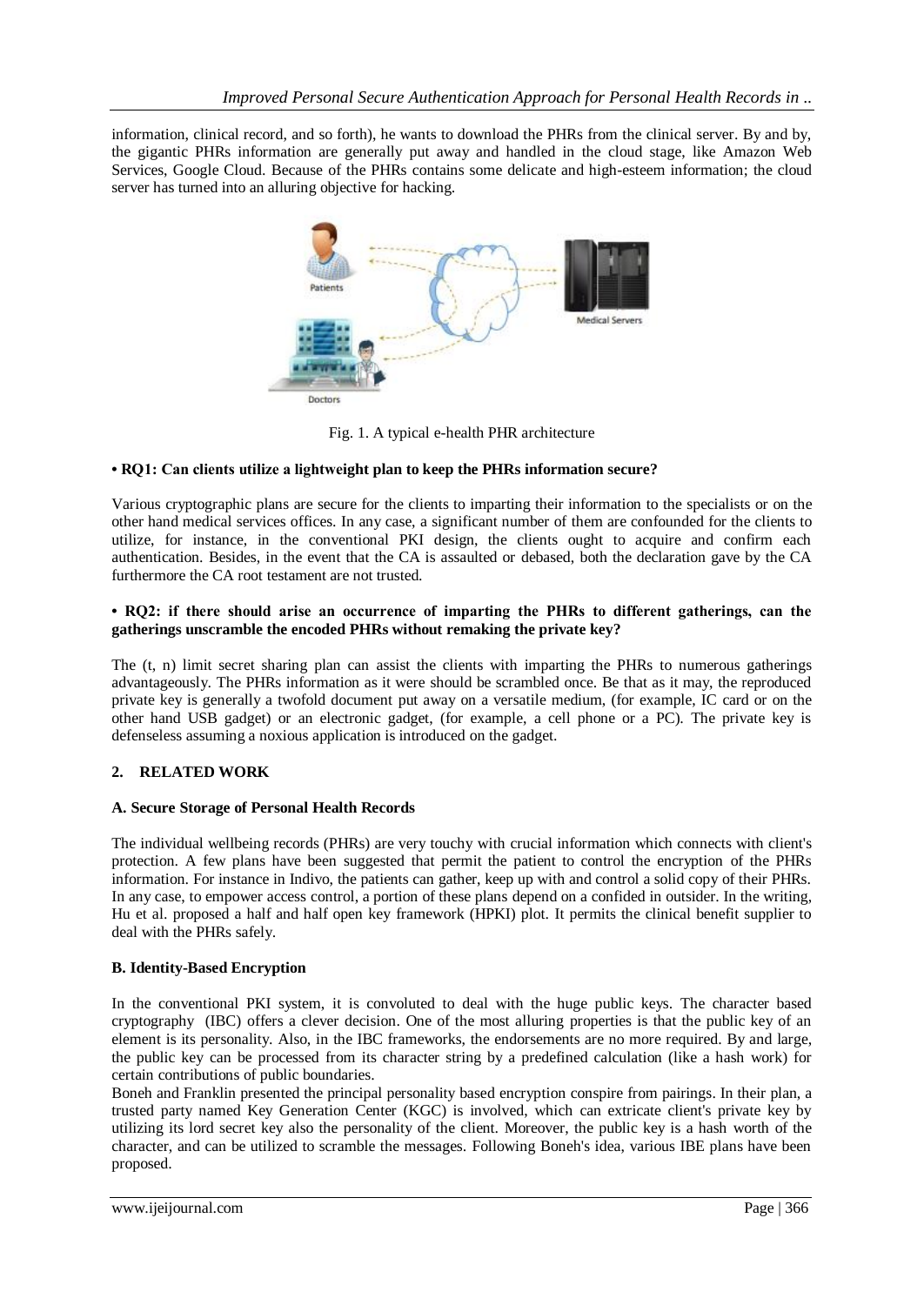information, clinical record, and so forth), he wants to download the PHRs from the clinical server. By and by, the gigantic PHRs information are generally put away and handled in the cloud stage, like Amazon Web Services, Google Cloud. Because of the PHRs contains some delicate and high-esteem information; the cloud server has turned into an alluring objective for hacking.

Fig. 1. A typical e-health PHR architecture

**• RQ1: Can clients utilize a lightweight plan to keep the PHRs information secure?**

Various cryptographic plans are secure for the clients to imparting their information to the specialists or on the other hand medical services offices. In any case, a significant number of them are confounded for the clients to utilize, for instance, in the conventional PKI design, the clients ought to acquire and confirm each authentication. Besides, in the event that the CA is assaulted or debased, both the declaration gave by the CA furthermore the CA root testament are not trusted.

**• RQ2: if there should arise an occurrence of imparting the PHRs to different gatherings, can the gatherings unscramble the encoded PHRs without remaking the private key?**

The (t, n) limit secret sharing plan can assist the clients with imparting the PHRs to numerous gatherings advantageously. The PHRs information as it were should be scrambled once. Be that as it may, the reproduced private key is generally a twofold document put away on a versatile medium, (for example, IC card or on the other hand USB gadget) or an electronic gadget, (for example, a cell phone or a PC). The private key is defenseless assuming a noxious application is introduced on the gadget.

## 2. RELATED WORK

### A. Secure Storage of Personal Health Records

The individual wellbeing records (PHRs) are very touchy with crucial information which connects with client's protection. A few plans have been suggested that permit the patient to control the encryption of the PHRs information. For instance in Indivo, the patients can gather, keep up with and control a solid copy of their PHRs. In any case, to empower access control, a portion of these plans depend on a confided in outsider. In the writing, Hu et al. proposed a half and half open key framework (HPKI) plot. It permits the clinical benefit supplier to deal with the PHRs safely.

### B. Identity-Based Encryption

In the conventional PKI system, it is convoluted to deal with the huge public keys. The character based cryptography (IBC) offers a clever decision. One of the most alluring properties is that the public key of an element is its personality. Also, in the IBC frameworks, the endorsements are no more required. By and large, the public key can be processed from its character string by a predefined calculation (like a hash work) for certain contributions of public boundaries.

Boneh and Franklin presented the principal personality based encryption conspire from pairings. In their plan, a trusted party named Key Generation Center (KGC) is involved, which can extricate client's private key by utilizing its lord secret key also the personality of the client. Moreover, the public key is a hash worth of the character, and can be utilized to scramble the messages. Following Boneh's idea, various IBE plans have been proposed.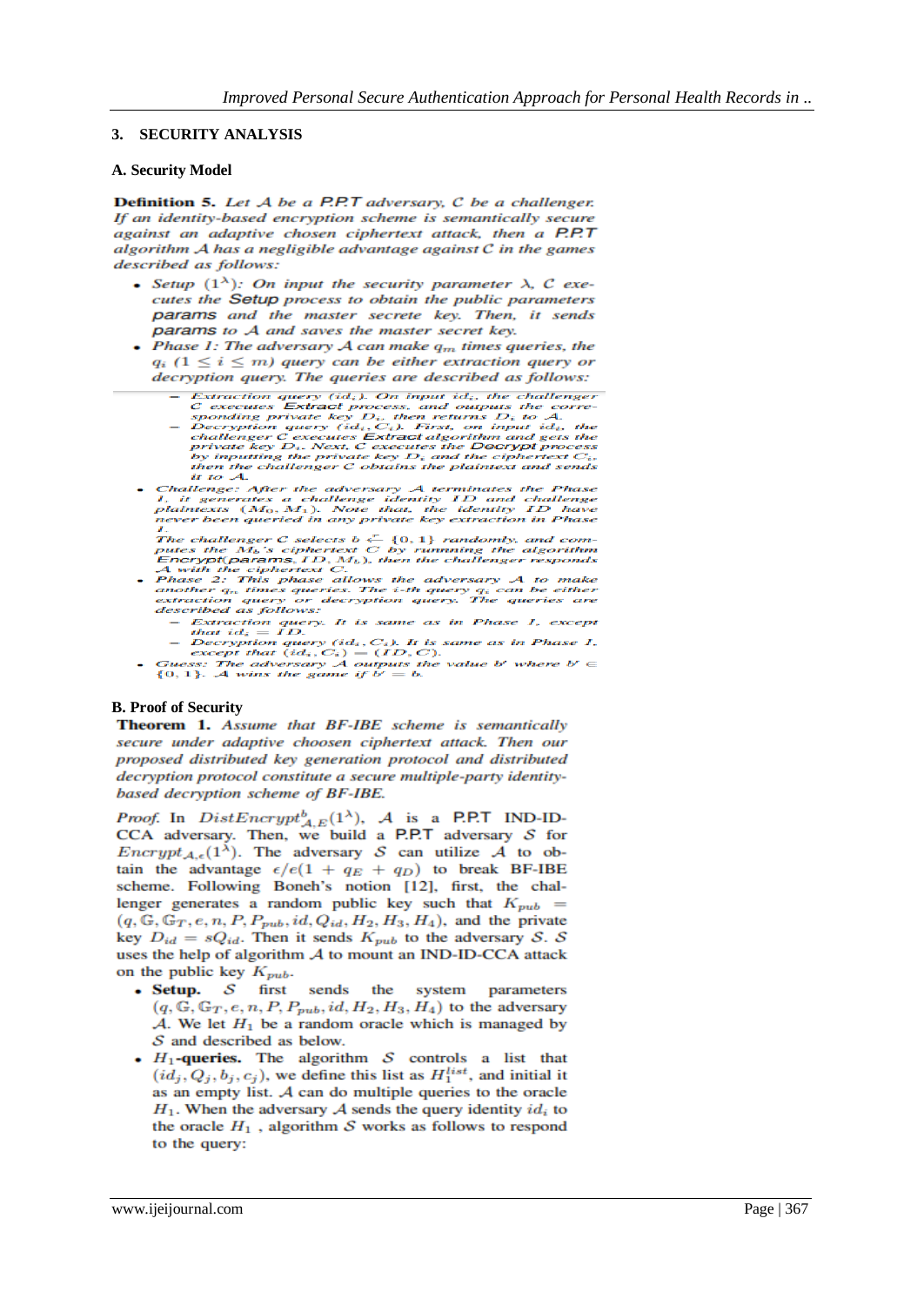## 3. SECURITY ANALYSIS

### A. Security Model

**Definition 5.** *Let $\mathcal{A}$ be a P.P.T adversary, $\mathcal{C}$ be a challenger. If an identity-based encryption scheme is semantically secure against an adaptive chosen ciphertext attack, then a P.P.T algorithm $\mathcal{A}$ has a negligible advantage against $\mathcal{C}$ in the games described as follows:*

- *Setup $(1^{\lambda})$: On input the security parameter $\lambda$, $\mathcal{C}$ executes the* Setup *process to obtain the public parameters* params *and the master secrete key. Then, it sends* params *to $\mathcal{A}$ and saves the master secret key.*
- *Phase 1: The adversary $\mathcal{A}$ can make $q_m$ times queries, the $q_i$ $(1 \leq i \leq m)$ query can be either extraction query or decryption query. The queries are described as follows:*
  - *Extraction query $(id_i)$. On input $id_i$, the challenger $\mathcal{C}$ executes* Extract *process, and outputs the corresponding private key $D_i$, then returns $D_i$ to $\mathcal{A}$.*
  - *Decryption query $(id_i, C_i)$. First, on input $id_i$, the challenger $\mathcal{C}$ executes* Extract *algorithm and gets the private key $D_i$. Next, $\mathcal{C}$ executes the* Decrypt *process by inputting the private key $D_i$ and the ciphertext $C_i$, then the challenger $\mathcal{C}$ obtains the plaintext and sends it to $\mathcal{A}$.*
- *Challenge: After the adversary $\mathcal{A}$ terminates the Phase 1, it generates a challenge identity $ID$ and challenge plaintexts $(M_0, M_1)$. Note that, the identity $ID$ have never been queried in any private key extraction in Phase 1.*

  *The challenger $\mathcal{C}$ selects $b \xleftarrow{r} \{0, 1\}$ randomly, and computes the $M_b$'s ciphertext $C$ by running the algorithm* Encrypt(params, $ID$, $M_b$)*, then the challenger responds $\mathcal{A}$ with the ciphertext $C$.*
- *Phase 2: This phase allows the adversary $\mathcal{A}$ to make another $q_m$ times queries. The i-th query $q_i$ can be either extraction query or decryption query. The queries are described as follows:*
  - *Extraction query. It is same as in Phase 1, except that $id_i = ID$.*
  - *Decryption query $(id_i, C_i)$. It is same as in Phase 1, except that $(id_i, C_i) = (ID, C)$.*
- *Guess: The adversary $\mathcal{A}$ outputs the value $b'$ where $b' \in \{0, 1\}$. $\mathcal{A}$ wins the game if $b' = b$.*

### B. Proof of Security

**Theorem 1.** *Assume that BF-IBE scheme is semantically secure under adaptive choosen ciphertext attack. Then our proposed distributed key generation protocol and distributed decryption protocol constitute a secure multiple-party identity-based decryption scheme of BF-IBE.*

*Proof.* In $DistEncrypt^{b}_{\mathcal{A},E}(1^{\lambda})$, $\mathcal{A}$ is a P.P.T IND-ID-CCA adversary. Then, we build a P.P.T adversary $\mathcal{S}$ for $Encrypt_{\mathcal{A},\epsilon}(1^{\lambda})$. The adversary $\mathcal{S}$ can utilize $\mathcal{A}$ to obtain the advantage $\epsilon/e(1 + q_E + q_D)$ to break BF-IBE scheme. Following Boneh's notion [12], first, the challenger generates a random public key such that $K_{pub} = (q, \mathbb{G}, \mathbb{G}_T, e, n, P, P_{pub}, id, Q_{id}, H_2, H_3, H_4)$, and the private key $D_{id} = sQ_{id}$. Then it sends $K_{pub}$ to the adversary $\mathcal{S}$. $\mathcal{S}$ uses the help of algorithm $\mathcal{A}$ to mount an IND-ID-CCA attack on the public key $K_{pub}$.

- **Setup.** $\mathcal{S}$ first sends the system parameters $(q, \mathbb{G}, \mathbb{G}_T, e, n, P, P_{pub}, id, H_2, H_3, H_4)$ to the adversary $\mathcal{A}$. We let $H_1$ be a random oracle which is managed by $\mathcal{S}$ and described as below.
- **$H_1$-queries.** The algorithm $\mathcal{S}$ controls a list that $(id_j, Q_j, b_j, c_j)$, we define this list as $H_1^{list}$, and initial it as an empty list. $\mathcal{A}$ can do multiple queries to the oracle $H_1$. When the adversary $\mathcal{A}$ sends the query identity $id_i$ to the oracle $H_1$ , algorithm $\mathcal{S}$ works as follows to respond to the query: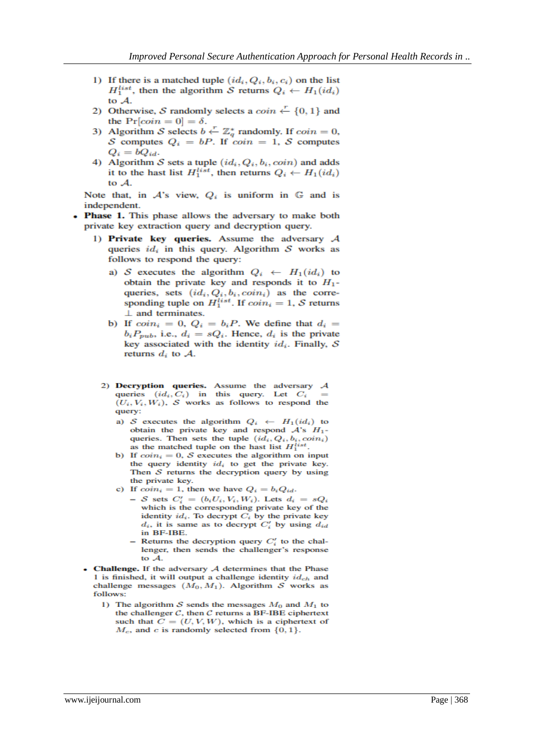1) If there is a matched tuple $(id_i, Q_i, b_i, c_i)$ on the list $H_1^{list}$, then the algorithm $\mathcal{S}$ returns $Q_i \leftarrow H_1(id_i)$ to $\mathcal{A}$.
2) Otherwise, $\mathcal{S}$ randomly selects a $coin \xleftarrow{r} \{0, 1\}$ and the $\Pr[coin = 0] = \delta$.
3) Algorithm $\mathcal{S}$ selects $b \xleftarrow{r} \mathbb{Z}_q^*$ randomly. If $coin = 0$, $\mathcal{S}$ computes $Q_i = bP$. If $coin = 1$, $\mathcal{S}$ computes $Q_i = bQ_{id}$.
4) Algorithm $\mathcal{S}$ sets a tuple $(id_i, Q_i, b_i, coin)$ and adds it to the hast list $H_1^{list}$, then returns $Q_i \leftarrow H_1(id_i)$ to $\mathcal{A}$.

Note that, in $\mathcal{A}$'s view, $Q_i$ is uniform in $\mathbb{G}$ and is independent.

- **Phase 1.** This phase allows the adversary to make both private key extraction query and decryption query.
  1) **Private key queries.** Assume the adversary $\mathcal{A}$ queries $id_i$ in this query. Algorithm $\mathcal{S}$ works as follows to respond the query:
     a) $\mathcal{S}$ executes the algorithm $Q_i \leftarrow H_1(id_i)$ to obtain the private key and responds it to $H_1$-queries, sets $(id_i, Q_i, b_i, coin_i)$ as the corresponding tuple on $H_1^{list}$. If $coin_i = 1$, $\mathcal{S}$ returns $\perp$ and terminates.
     b) If $coin_i = 0$, $Q_i = b_i P$. We define that $d_i = b_i P_{pub}$, i.e., $d_i = sQ_i$. Hence, $d_i$ is the private key associated with the identity $id_i$. Finally, $\mathcal{S}$ returns $d_i$ to $\mathcal{A}$.

  2) **Decryption queries.** Assume the adversary $\mathcal{A}$ queries $(id_i, C_i)$ in this query. Let $C_i = (U_i, V_i, W_i)$. $\mathcal{S}$ works as follows to respond the query:
     a) $\mathcal{S}$ executes the algorithm $Q_i \leftarrow H_1(id_i)$ to obtain the private key and respond $\mathcal{A}$'s $H_1$-queries. Then sets the tuple $(id_i, Q_i, b_i, coin_i)$ as the matched tuple on the hast list $H_1^{list}$.
     b) If $coin_i = 0$, $\mathcal{S}$ executes the algorithm on input the query identity $id_i$ to get the private key. Then $\mathcal{S}$ returns the decryption query by using the private key.
     c) If $coin_i = 1$, then we have $Q_i = b_i Q_{id}$.
        - $\mathcal{S}$ sets $C_i' = (b_i U_i, V_i, W_i)$. Lets $d_i = sQ_i$ which is the corresponding private key of the identity $id_i$. To decrypt $C_i$ by the private key $d_i$, it is same as to decrypt $C_i'$ by using $d_{id}$ in BF-IBE.
        - Returns the decryption query $C_i'$ to the challenger, then sends the challenger's response to $\mathcal{A}$.

- **Challenge.** If the adversary $\mathcal{A}$ determines that the Phase 1 is finished, it will output a challenge identity $id_{ch}$ and challenge messages $(M_0, M_1)$. Algorithm $\mathcal{S}$ works as follows:
  1) The algorithm $\mathcal{S}$ sends the messages $M_0$ and $M_1$ to the challenger $\mathcal{C}$, then $\mathcal{C}$ returns a BF-IBE ciphertext such that $C = (U, V, W)$, which is a ciphertext of $M_c$, and $c$ is randomly selected from $\{0, 1\}$.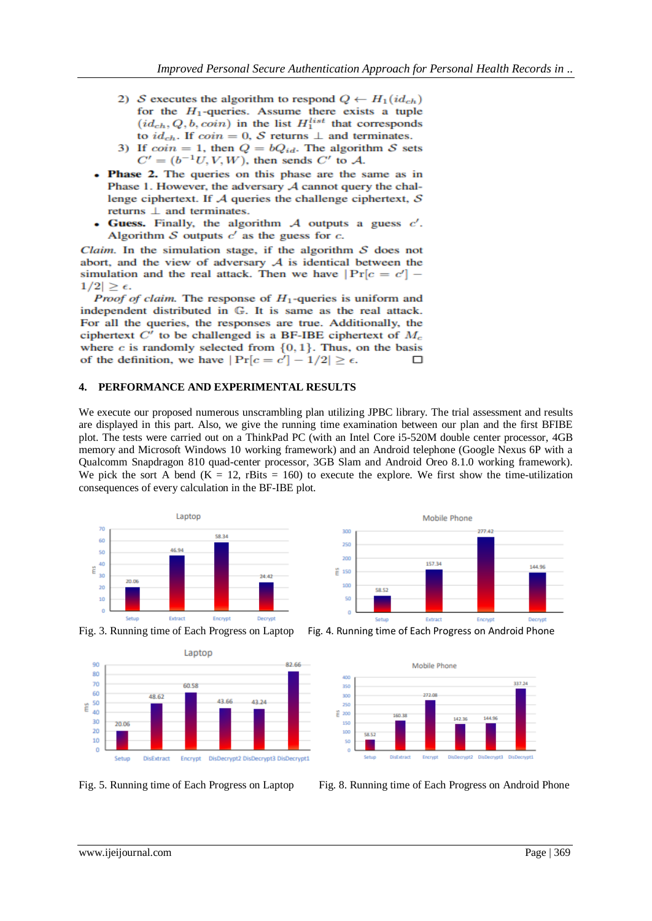2) $\mathcal{S}$ executes the algorithm to respond $Q \leftarrow H_1(id_{ch})$ for the $H_1$-queries. Assume there exists a tuple $(id_{ch}, Q, b, coin)$ in the list $H_1^{list}$ that corresponds to $id_{ch}$. If $coin = 0$, $\mathcal{S}$ returns $\perp$ and terminates.
3) If $coin = 1$, then $Q = bQ_{id}$. The algorithm $\mathcal{S}$ sets $C' = (b^{-1}U, V, W)$, then sends $C'$ to $\mathcal{A}$.

- **Phase 2.** The queries on this phase are the same as in Phase 1. However, the adversary $\mathcal{A}$ cannot query the challenge ciphertext. If $\mathcal{A}$ queries the challenge ciphertext, $\mathcal{S}$ returns $\perp$ and terminates.
- **Guess.** Finally, the algorithm $\mathcal{A}$ outputs a guess $c'$. Algorithm $\mathcal{S}$ outputs $c'$ as the guess for $c$.

*Claim.* In the simulation stage, if the algorithm $\mathcal{S}$ does not abort, and the view of adversary $\mathcal{A}$ is identical between the simulation and the real attack. Then we have $|\Pr[c = c'] - 1/2| \geq \epsilon$.

*Proof of claim.* The response of $H_1$-queries is uniform and independent distributed in $\mathbb{G}$. It is same as the real attack. For all the queries, the responses are true. Additionally, the ciphertext $C'$ to be challenged is a BF-IBE ciphertext of $M_c$ where $c$ is randomly selected from $\{0, 1\}$. Thus, on the basis of the definition, we have $|\Pr[c = c'] - 1/2| \geq \epsilon$. □

## 4. PERFORMANCE AND EXPERIMENTAL RESULTS

We execute our proposed numerous unscrambling plan utilizing JPBC library. The trial assessment and results are displayed in this part. Also, we give the running time examination between our plan and the first BFIBE plot. The tests were carried out on a ThinkPad PC (with an Intel Core i5-520M double center processor, 4GB memory and Microsoft Windows 10 working framework) and an Android telephone (Google Nexus 6P with a Qualcomm Snapdragon 810 quad-center processor, 3GB Slam and Android Oreo 8.1.0 working framework). We pick the sort A bend (K = 12, rBits = 160) to execute the explore. We first show the time-utilization consequences of every calculation in the BF-IBE plot.

Fig. 3. Running time of Each Progress on Laptop

Fig. 4. Running time of Each Progress on Android Phone

Fig. 5. Running time of Each Progress on Laptop

Fig. 8. Running time of Each Progress on Android Phone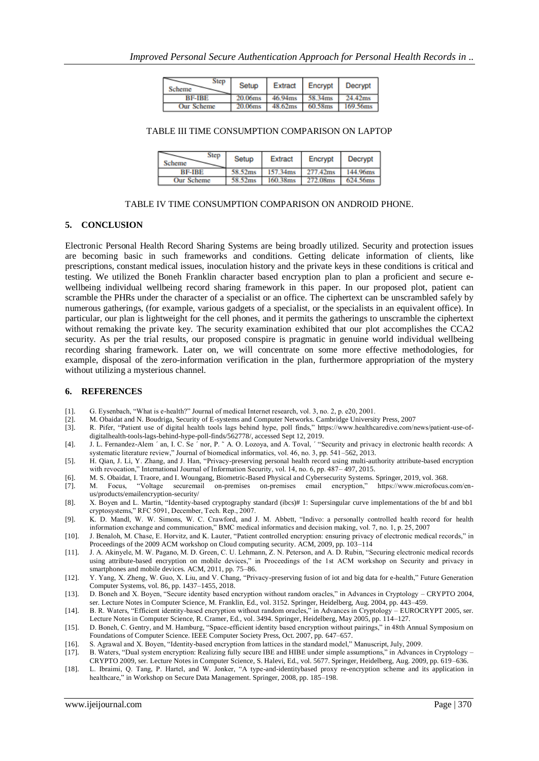| Step / Scheme | Setup | Extract | Encrypt | Decrypt |
|---|---|---|---|---|
| BF-IBE | 20.06ms | 46.94ms | 58.34ms | 24.42ms |
| Our Scheme | 20.06ms | 48.62ms | 60.58ms | 169.56ms |

TABLE III TIME CONSUMPTION COMPARISON ON LAPTOP

| Step / Scheme | Setup | Extract | Encrypt | Decrypt |
|---|---|---|---|---|
| BF-IBE | 58.52ms | 157.34ms | 277.42ms | 144.96ms |
| Our Scheme | 58.52ms | 160.38ms | 272.08ms | 624.56ms |

TABLE IV TIME CONSUMPTION COMPARISON ON ANDROID PHONE.

## 5. CONCLUSION

Electronic Personal Health Record Sharing Systems are being broadly utilized. Security and protection issues are becoming basic in such frameworks and conditions. Getting delicate information of clients, like prescriptions, constant medical issues, inoculation history and the private keys in these conditions is critical and testing. We utilized the Boneh Franklin character based encryption plan to plan a proficient and secure e-wellbeing individual wellbeing record sharing framework in this paper. In our proposed plot, patient can scramble the PHRs under the character of a specialist or an office. The ciphertext can be unscrambled safely by numerous gatherings, (for example, various gadgets of a specialist, or the specialists in an equivalent office). In particular, our plan is lightweight for the cell phones, and it permits the gatherings to unscramble the ciphertext without remaking the private key. The security examination exhibited that our plot accomplishes the CCA2 security. As per the trial results, our proposed conspire is pragmatic in genuine world individual wellbeing recording sharing framework. Later on, we will concentrate on some more effective methodologies, for example, disposal of the zero-information verification in the plan, furthermore appropriation of the mystery without utilizing a mysterious channel.

## 6. REFERENCES

[1]. G. Eysenbach, "What is e-health?" Journal of medical Internet research, vol. 3, no. 2, p. e20, 2001.

[2]. M. Obaidat and N. Boudriga, Security of E-systems and Computer Networks. Cambridge University Press, 2007

[3]. R. Pifer, "Patient use of digital health tools lags behind hype, poll finds," https://www.healthcaredive.com/news/patient-use-of-digitalhealth-tools-lags-behind-hype-poll-finds/562778/, accessed Sept 12, 2019.

[4]. J. L. Fernandez-Alem ´ an, I. C. Se ´ nor, P. ˜ A. O. Lozoya, and A. Toval, ´ "Security and privacy in electronic health records: A systematic literature review," Journal of biomedical informatics, vol. 46, no. 3, pp. 541–562, 2013.

[5]. H. Qian, J. Li, Y. Zhang, and J. Han, "Privacy-preserving personal health record using multi-authority attribute-based encryption with revocation," International Journal of Information Security, vol. 14, no. 6, pp. 487– 497, 2015.

[6]. M. S. Obaidat, I. Traore, and I. Woungang, Biometric-Based Physical and Cybersecurity Systems. Springer, 2019, vol. 368.

[7]. M. Focus, "Voltage securemail on-premises on-premises email encryption," https://www.microfocus.com/en-us/products/emailencryption-security/

[8]. X. Boyen and L. Martin, "Identity-based cryptography standard (ibcs)# 1: Supersingular curve implementations of the bf and bb1 cryptosystems," RFC 5091, December, Tech. Rep., 2007.

[9]. K. D. Mandl, W. W. Simons, W. C. Crawford, and J. M. Abbett, "Indivo: a personally controlled health record for health information exchange and communication," BMC medical informatics and decision making, vol. 7, no. 1, p. 25, 2007

[10]. J. Benaloh, M. Chase, E. Horvitz, and K. Lauter, "Patient controlled encryption: ensuring privacy of electronic medical records," in Proceedings of the 2009 ACM workshop on Cloud computing security. ACM, 2009, pp. 103–114

[11]. J. A. Akinyele, M. W. Pagano, M. D. Green, C. U. Lehmann, Z. N. Peterson, and A. D. Rubin, "Securing electronic medical records using attribute-based encryption on mobile devices," in Proceedings of the 1st ACM workshop on Security and privacy in smartphones and mobile devices. ACM, 2011, pp. 75–86.

[12]. Y. Yang, X. Zheng, W. Guo, X. Liu, and V. Chang, "Privacy-preserving fusion of iot and big data for e-health," Future Generation Computer Systems, vol. 86, pp. 1437–1455, 2018.

[13]. D. Boneh and X. Boyen, "Secure identity based encryption without random oracles," in Advances in Cryptology – CRYPTO 2004, ser. Lecture Notes in Computer Science, M. Franklin, Ed., vol. 3152. Springer, Heidelberg, Aug. 2004, pp. 443–459.

[14]. B. R. Waters, "Efficient identity-based encryption without random oracles," in Advances in Cryptology – EUROCRYPT 2005, ser. Lecture Notes in Computer Science, R. Cramer, Ed., vol. 3494. Springer, Heidelberg, May 2005, pp. 114–127.

[15]. D. Boneh, C. Gentry, and M. Hamburg, "Space-efficient identity based encryption without pairings," in 48th Annual Symposium on Foundations of Computer Science. IEEE Computer Society Press, Oct. 2007, pp. 647–657.

[16]. S. Agrawal and X. Boyen, "Identity-based encryption from lattices in the standard model," Manuscript, July, 2009.

[17]. B. Waters, "Dual system encryption: Realizing fully secure IBE and HIBE under simple assumptions," in Advances in Cryptology – CRYPTO 2009, ser. Lecture Notes in Computer Science, S. Halevi, Ed., vol. 5677. Springer, Heidelberg, Aug. 2009, pp. 619–636.

[18]. L. Ibraimi, Q. Tang, P. Hartel, and W. Jonker, "A type-and-identitybased proxy re-encryption scheme and its application in healthcare," in Workshop on Secure Data Management. Springer, 2008, pp. 185–198.